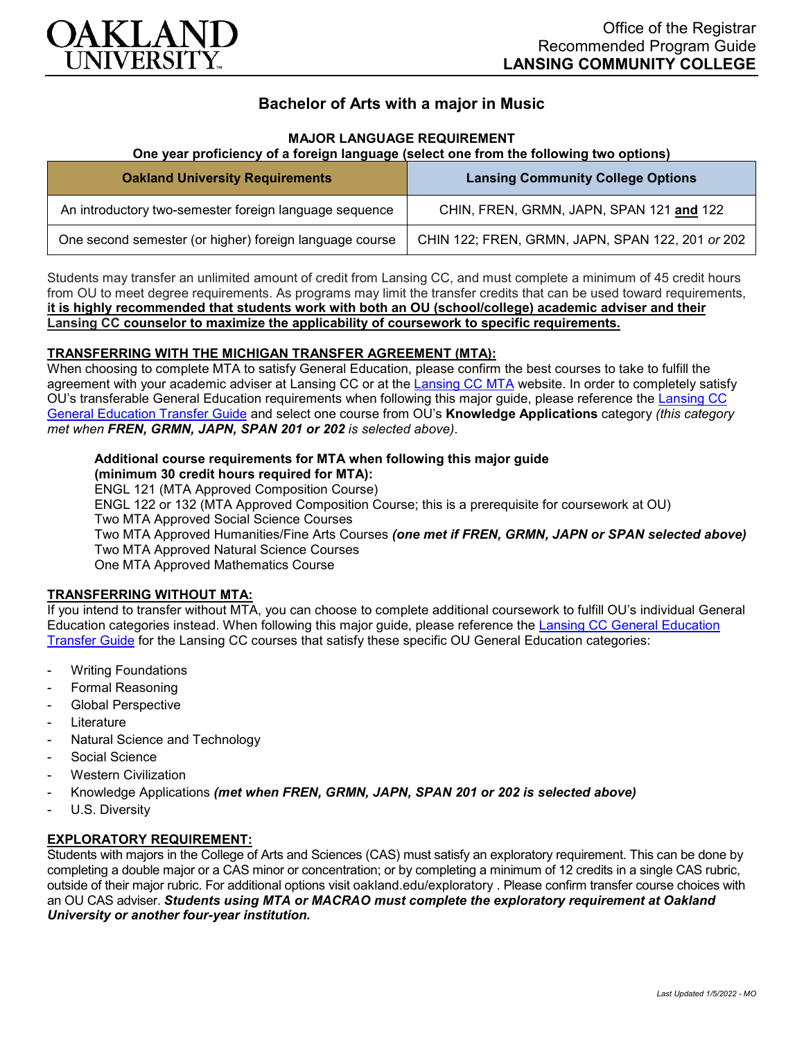# OAKLAND UNIVERSITY

Office of the Registrar
Recommended Program Guide
**LANSING COMMUNITY COLLEGE**

## Bachelor of Arts with a major in Music

**MAJOR LANGUAGE REQUIREMENT**
**One year proficiency of a foreign language (select one from the following two options)**

| Oakland University Requirements | Lansing Community College Options |
|---|---|
| An introductory two-semester foreign language sequence | CHIN, FREN, GRMN, JAPN, SPAN 121 **and** 122 |
| One second semester (or higher) foreign language course | CHIN 122; FREN, GRMN, JAPN, SPAN 122, 201 *or* 202 |

Students may transfer an unlimited amount of credit from Lansing CC, and must complete a minimum of 45 credit hours from OU to meet degree requirements. As programs may limit the transfer credits that can be used toward requirements, **it is highly recommended that students work with both an OU (school/college) academic adviser and their Lansing CC counselor to maximize the applicability of coursework to specific requirements.**

**TRANSFERRING WITH THE MICHIGAN TRANSFER AGREEMENT (MTA):**

When choosing to complete MTA to satisfy General Education, please confirm the best courses to take to fulfill the agreement with your academic adviser at Lansing CC or at the Lansing CC MTA website. In order to completely satisfy OU's transferable General Education requirements when following this major guide, please reference the Lansing CC General Education Transfer Guide and select one course from OU's **Knowledge Applications** category *(this category met when **FREN, GRMN, JAPN, SPAN 201 or 202** is selected above)*.

**Additional course requirements for MTA when following this major guide (minimum 30 credit hours required for MTA):**
ENGL 121 (MTA Approved Composition Course)
ENGL 122 or 132 (MTA Approved Composition Course; this is a prerequisite for coursework at OU)
Two MTA Approved Social Science Courses
Two MTA Approved Humanities/Fine Arts Courses ***(one met if FREN, GRMN, JAPN or SPAN selected above)***
Two MTA Approved Natural Science Courses
One MTA Approved Mathematics Course

**TRANSFERRING WITHOUT MTA:**

If you intend to transfer without MTA, you can choose to complete additional coursework to fulfill OU's individual General Education categories instead. When following this major guide, please reference the Lansing CC General Education Transfer Guide for the Lansing CC courses that satisfy these specific OU General Education categories:

- Writing Foundations
- Formal Reasoning
- Global Perspective
- Literature
- Natural Science and Technology
- Social Science
- Western Civilization
- Knowledge Applications ***(met when FREN, GRMN, JAPN, SPAN 201 or 202 is selected above)***
- U.S. Diversity

**EXPLORATORY REQUIREMENT:**

Students with majors in the College of Arts and Sciences (CAS) must satisfy an exploratory requirement. This can be done by completing a double major or a CAS minor or concentration; or by completing a minimum of 12 credits in a single CAS rubric, outside of their major rubric. For additional options visit oakland.edu/exploratory . Please confirm transfer course choices with an OU CAS adviser. ***Students using MTA or MACRAO must complete the exploratory requirement at Oakland University or another four-year institution.***

*Last Updated 1/5/2022 - MO*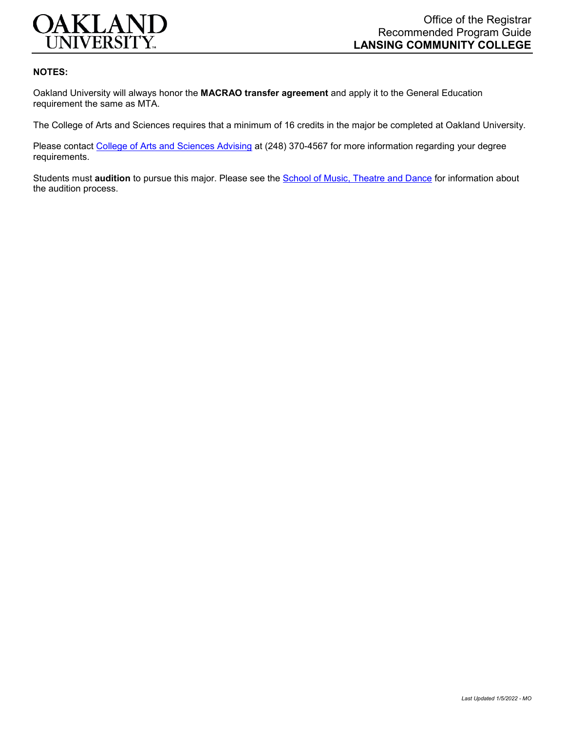**NOTES:**

Oakland University will always honor the **MACRAO transfer agreement** and apply it to the General Education requirement the same as MTA.

The College of Arts and Sciences requires that a minimum of 16 credits in the major be completed at Oakland University.

Please contact College of Arts and Sciences Advising at (248) 370-4567 for more information regarding your degree requirements.

Students must **audition** to pursue this major. Please see the School of Music, Theatre and Dance for information about the audition process.

*Last Updated 1/5/2022 - MO*